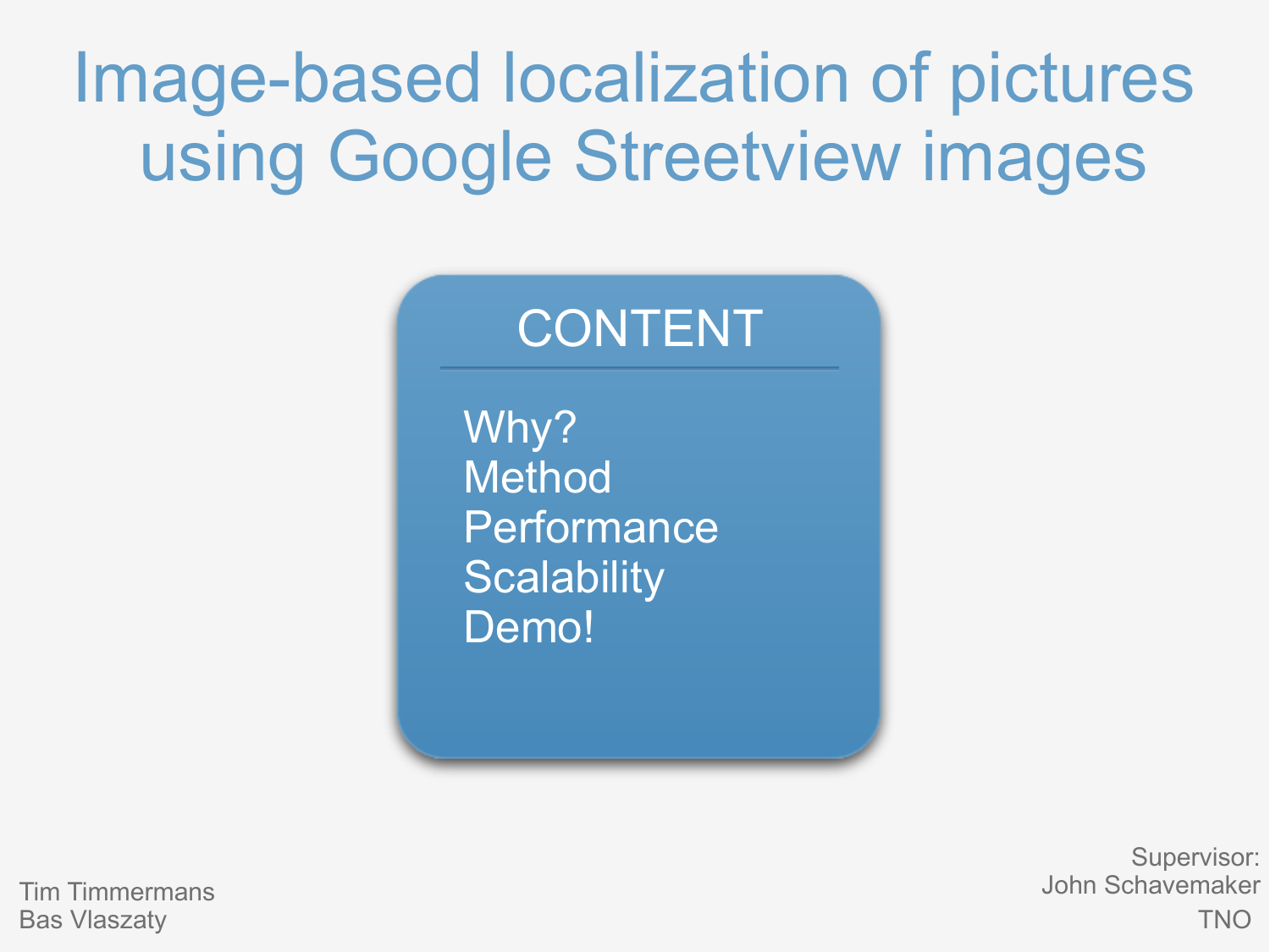# Image-based localization of pictures using Google Streetview images

## CONTENT

- Why?
- Method
- Performance
- Scalability
- Demo!

Tim Timmermans
Bas Vlaszaty

Supervisor:
John Schavemaker
TNO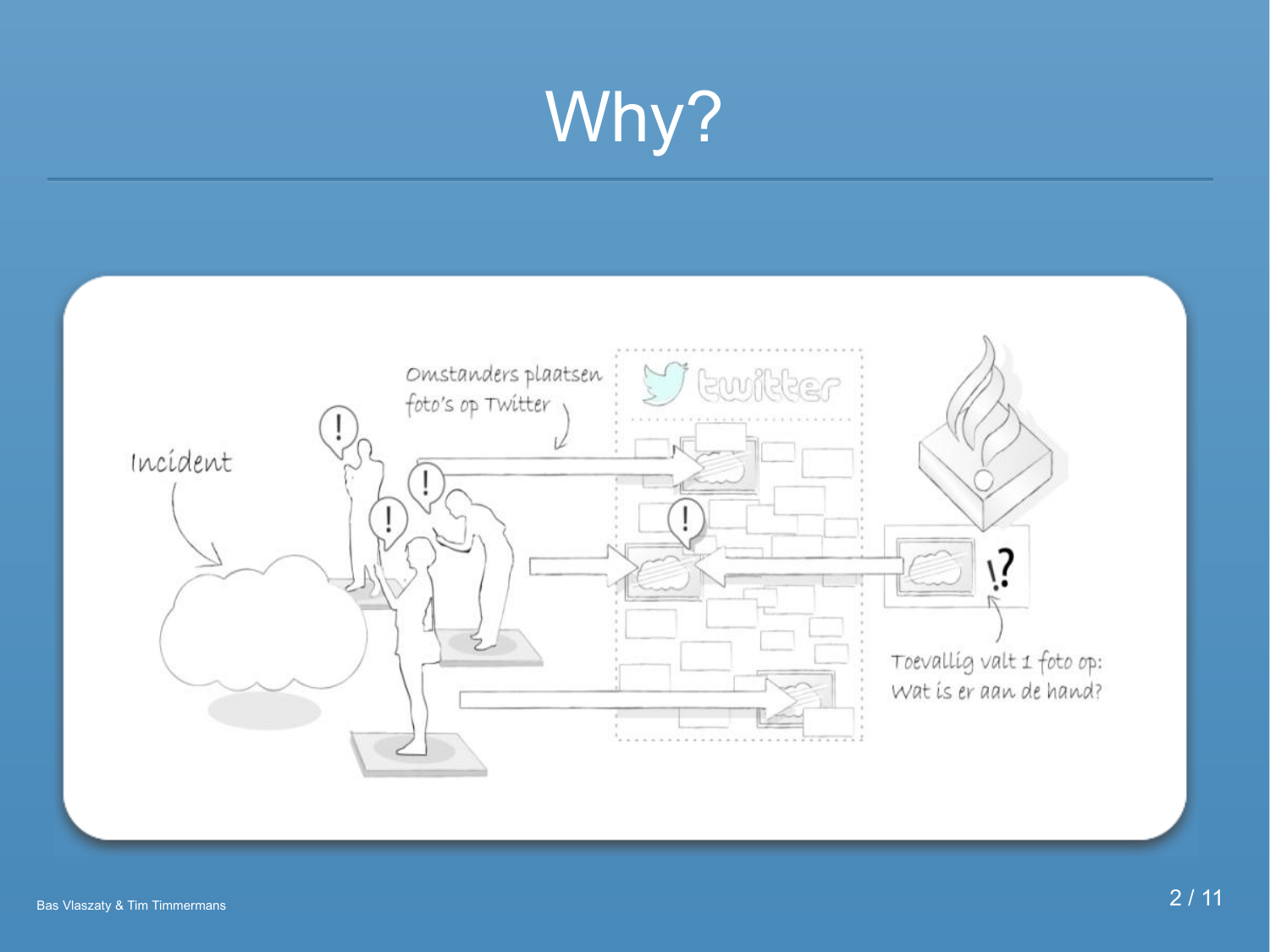# Why?

Incident

Omstanders plaatsen foto's op Twitter

twitter

Toevallig valt 1 foto op: Wat is er aan de hand?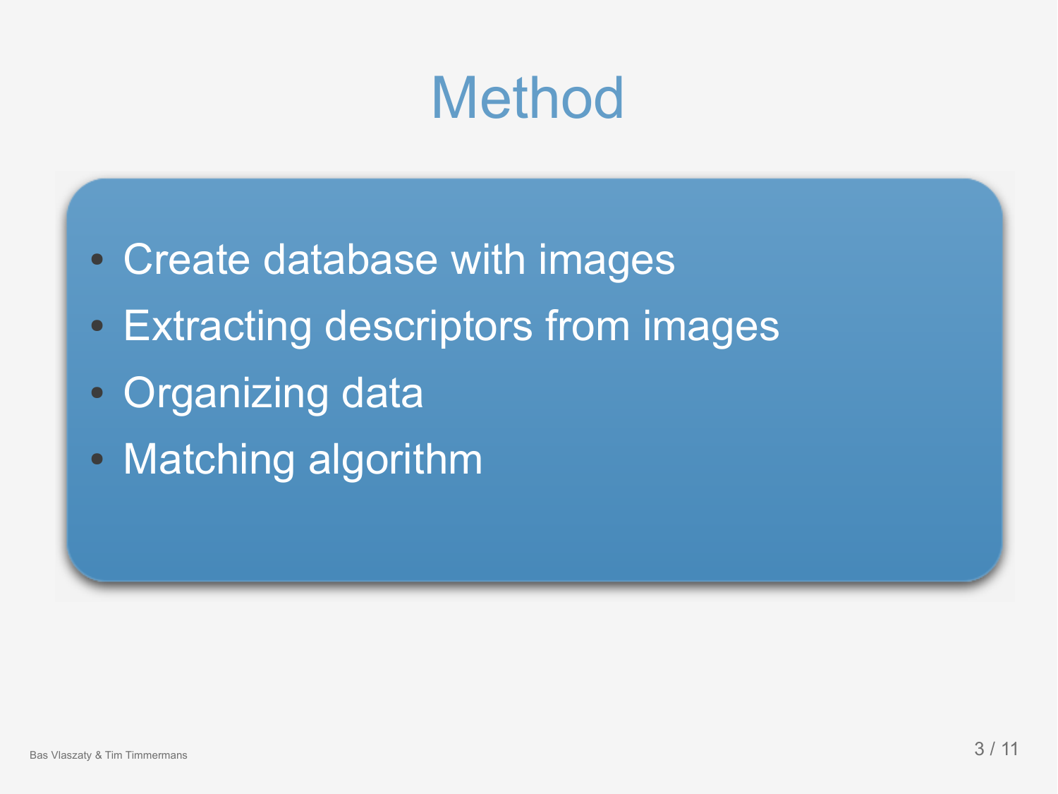# Method

- Create database with images
- Extracting descriptors from images
- Organizing data
- Matching algorithm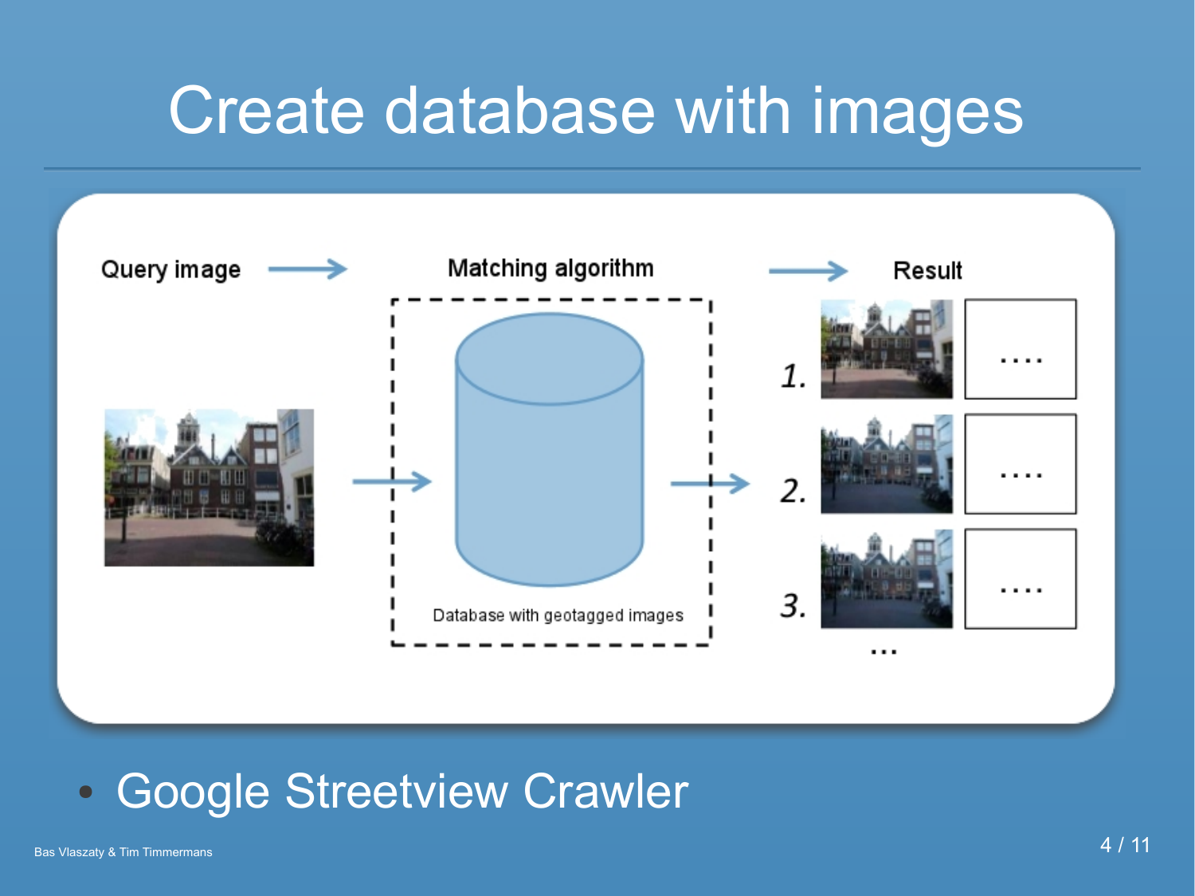# Create database with images

Query image

Matching algorithm

Result

Database with geotagged images

1. ....

2. ....

3. ....

...

- Google Streetview Crawler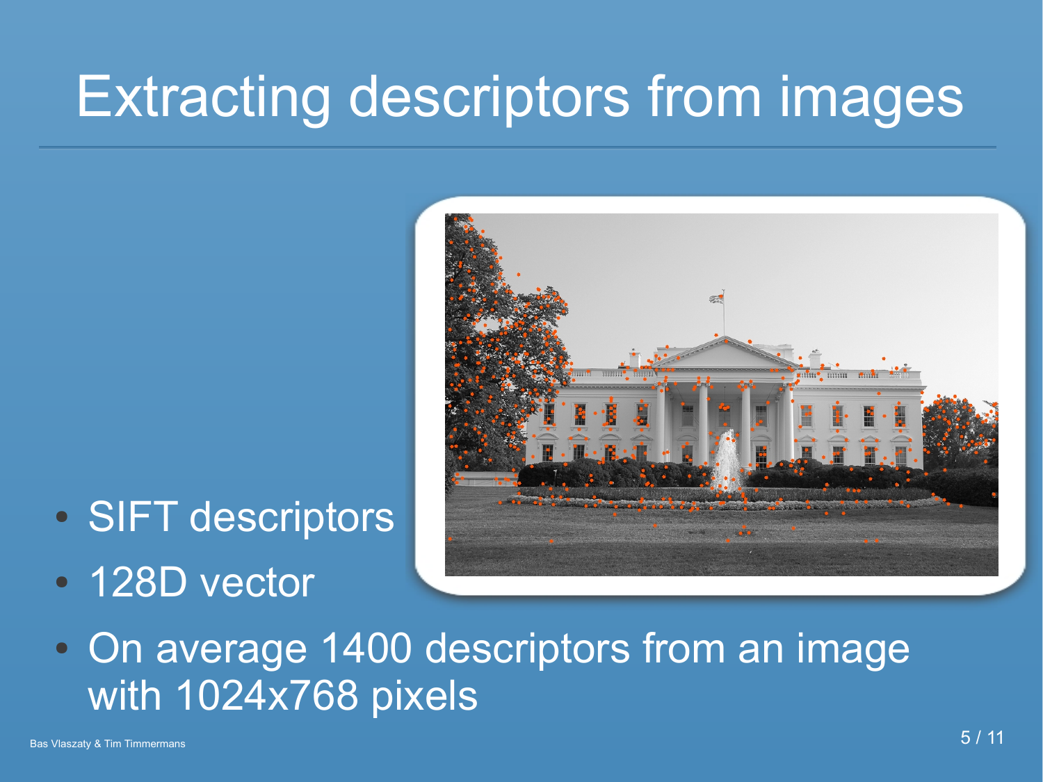# Extracting descriptors from images

- SIFT descriptors
- 128D vector
- On average 1400 descriptors from an image with 1024x768 pixels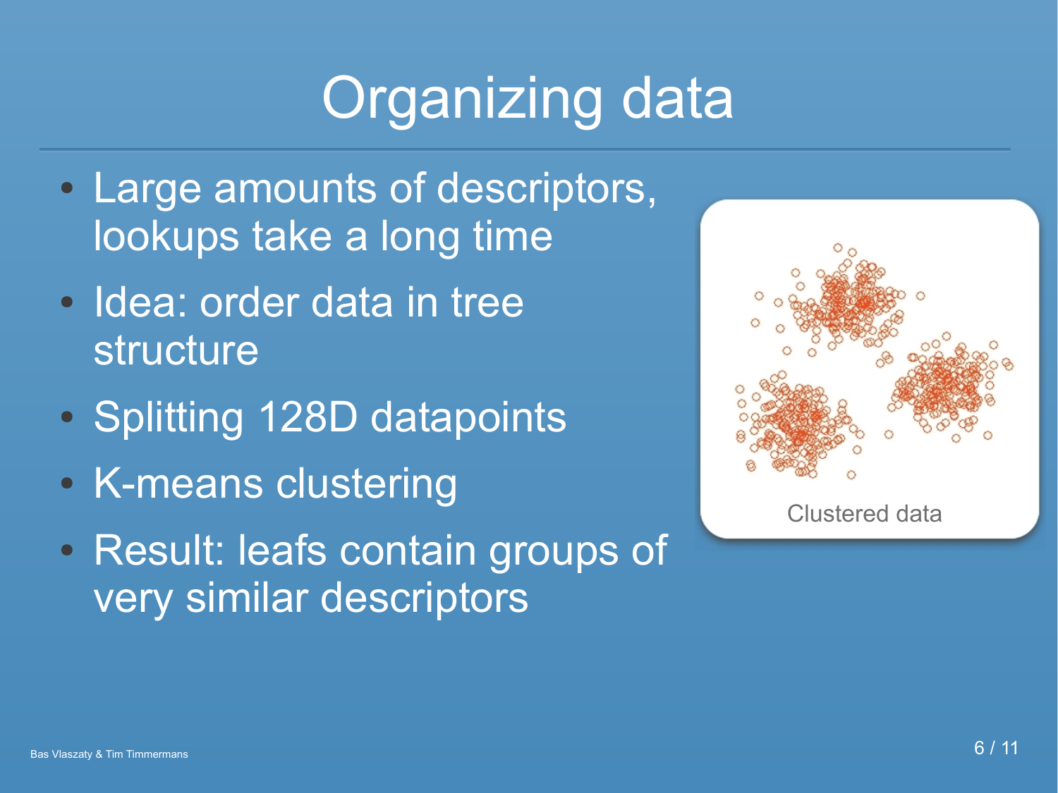# Organizing data

- Large amounts of descriptors, lookups take a long time
- Idea: order data in tree structure
- Splitting 128D datapoints
- K-means clustering
- Result: leafs contain groups of very similar descriptors

Clustered data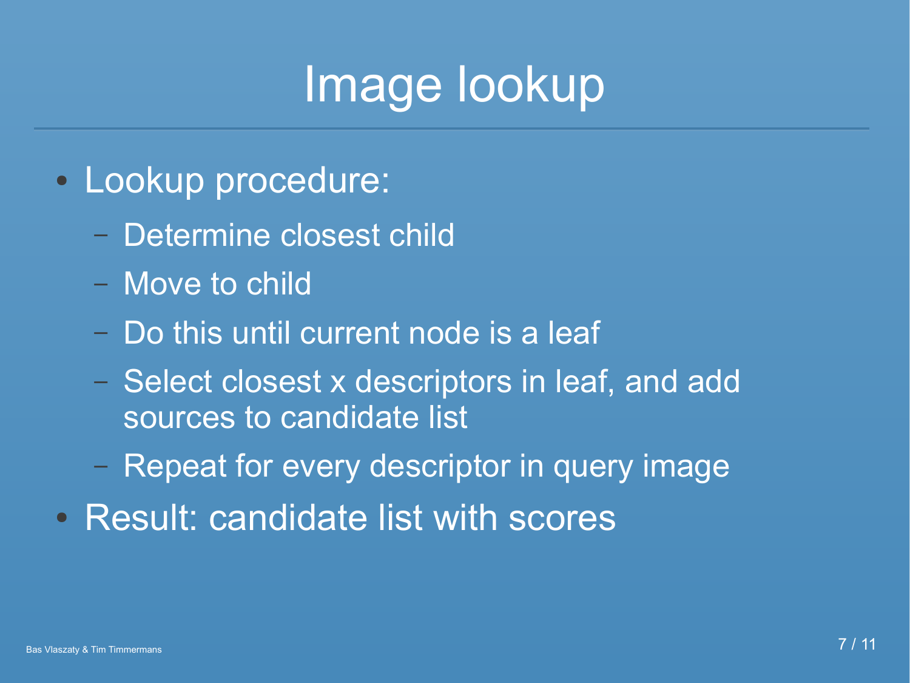# Image lookup

- Lookup procedure:
  - Determine closest child
  - Move to child
  - Do this until current node is a leaf
  - Select closest x descriptors in leaf, and add sources to candidate list
  - Repeat for every descriptor in query image
- Result: candidate list with scores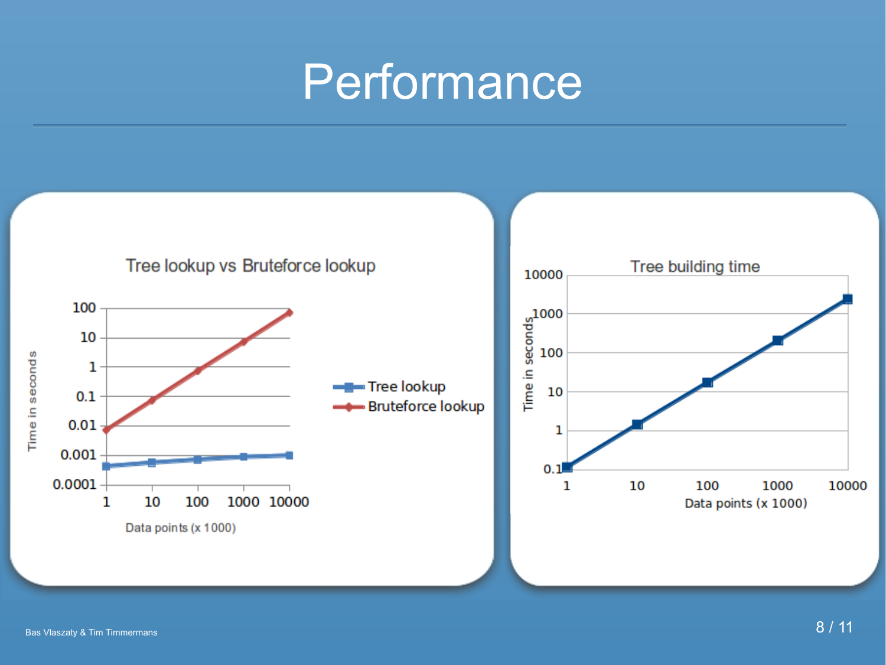# Performance

Tree lookup vs Bruteforce lookup

Time in seconds

100
10
1
0.1
0.01
0.001
0.0001

1
10
100
1000
10000

Data points (x 1000)

Tree lookup
Bruteforce lookup

Tree building time

Time in seconds

10000
1000
100
10
1
0.1

1
10
100
1000
10000

Data points (x 1000)

Bas Vlaszaty & Tim Timmermans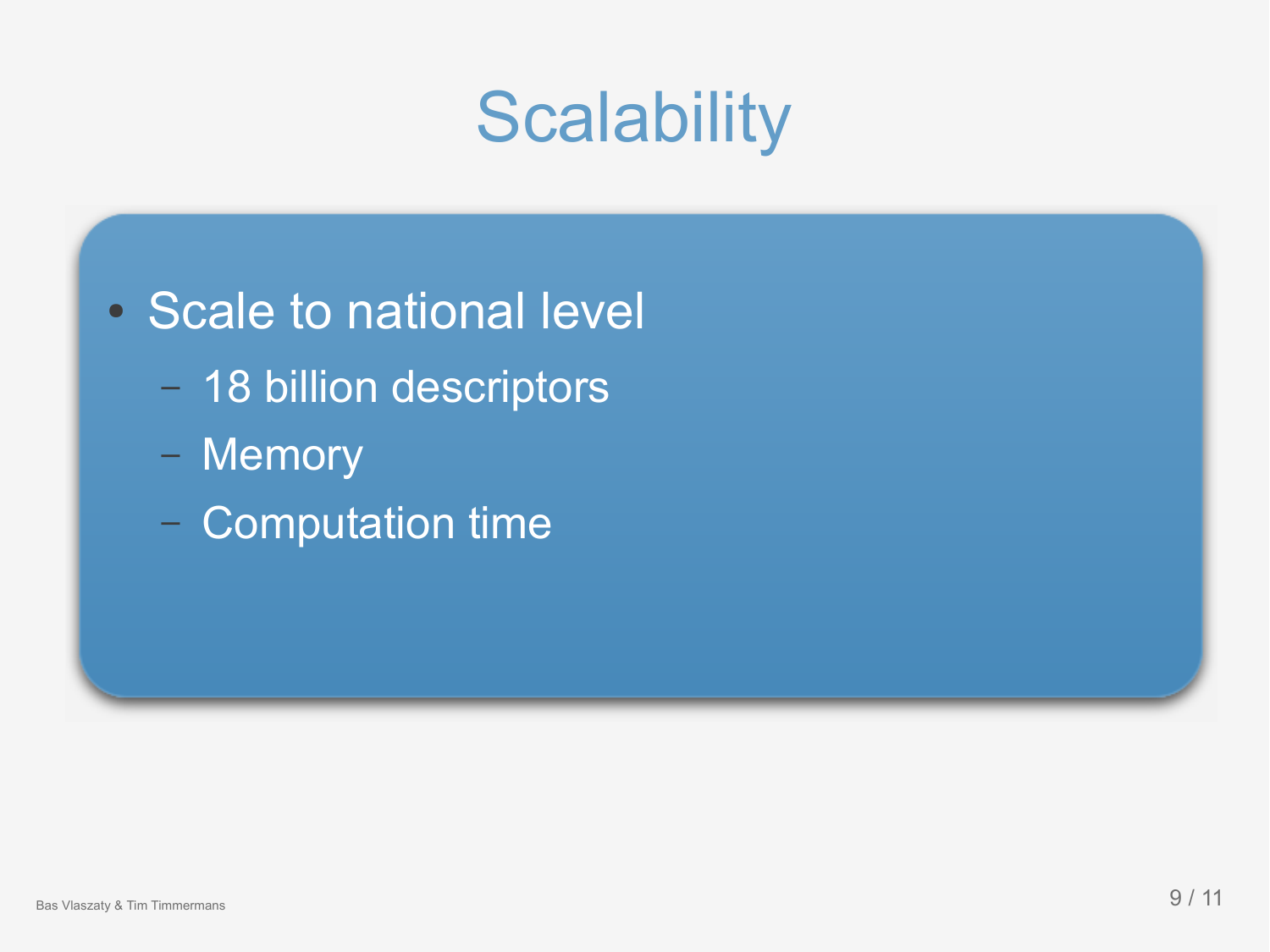# Scalability

- Scale to national level
  - 18 billion descriptors
  - Memory
  - Computation time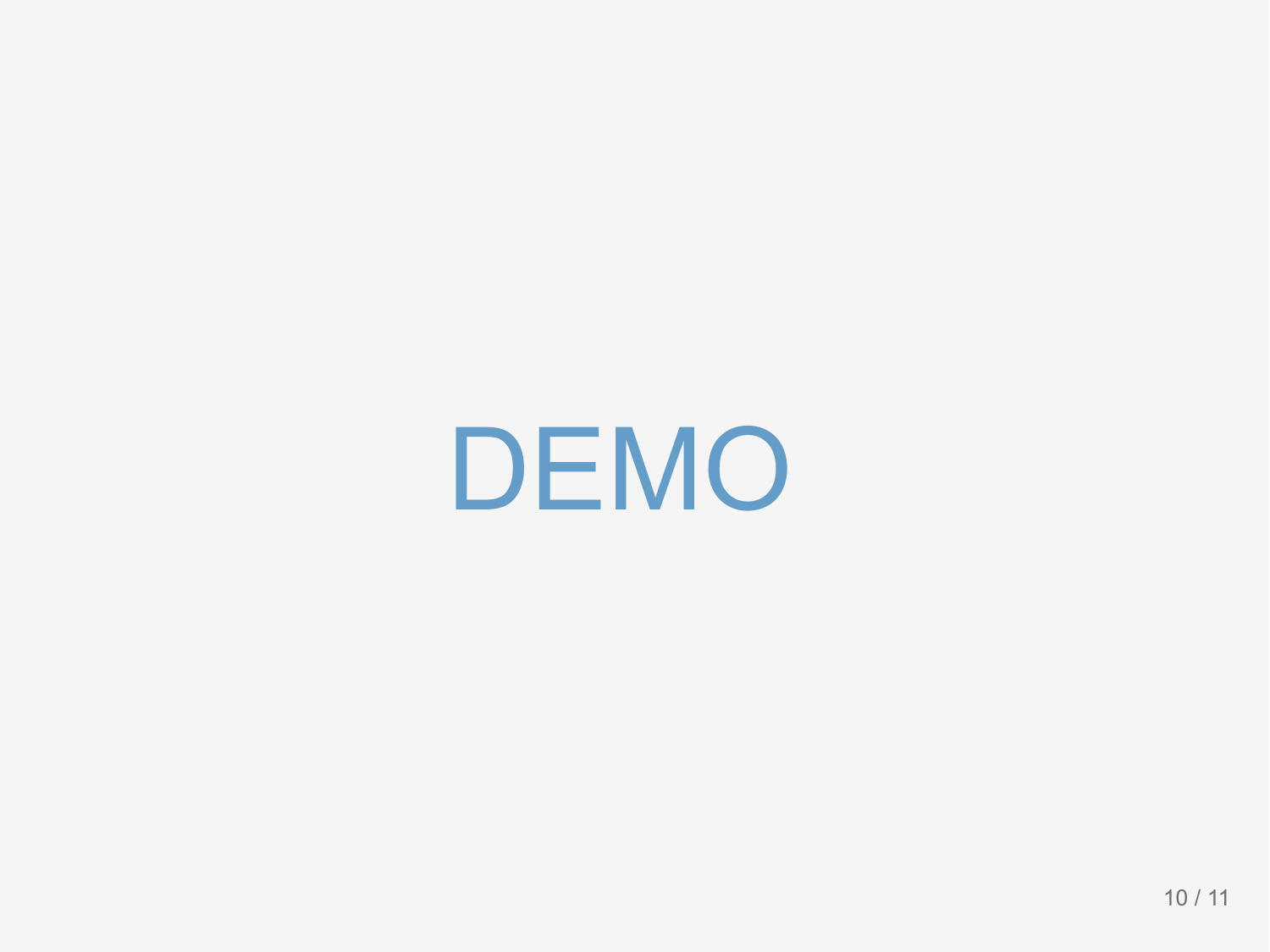DEMO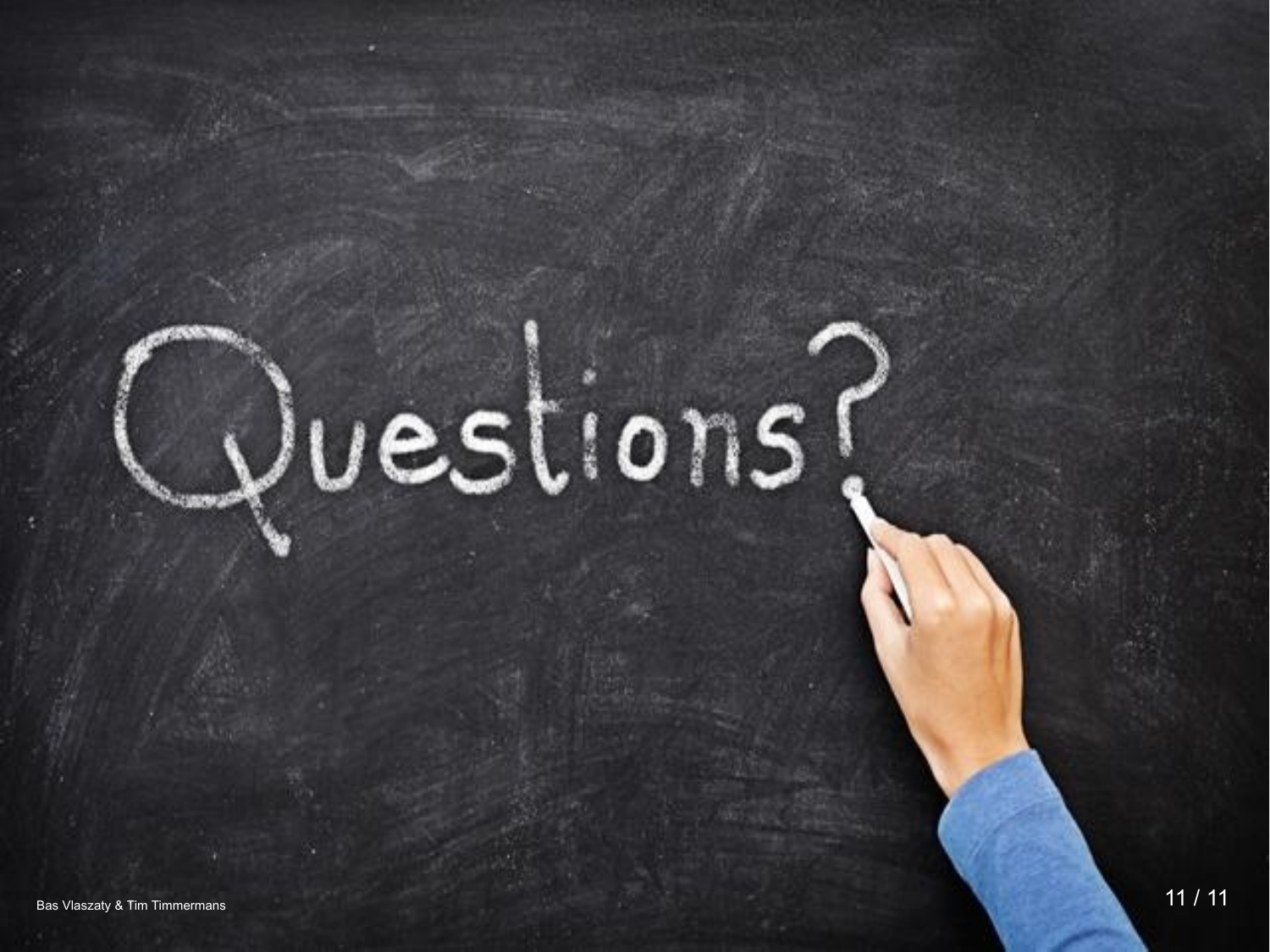Questions?